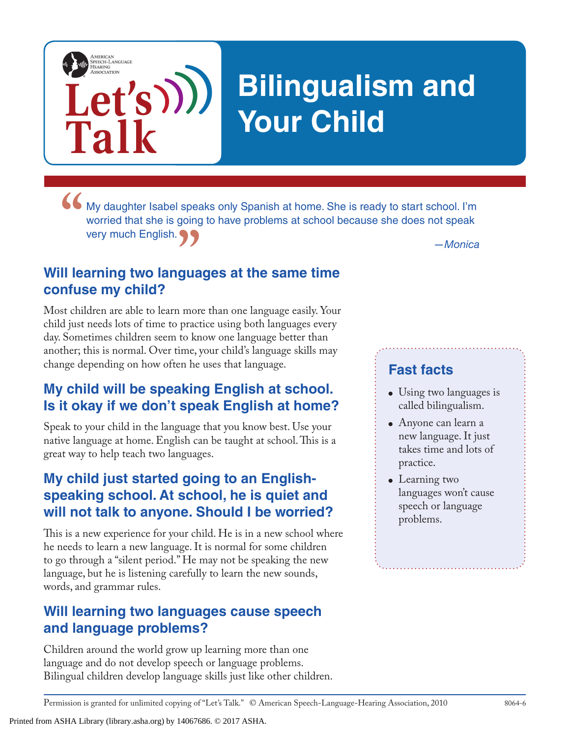American Speech-Language Hearing Association

Let's Talk

# Bilingualism and Your Child

> "My daughter Isabel speaks only Spanish at home. She is ready to start school. I'm worried that she is going to have problems at school because she does not speak very much English."
>
> —*Monica*

## Will learning two languages at the same time confuse my child?

Most children are able to learn more than one language easily. Your child just needs lots of time to practice using both languages every day. Sometimes children seem to know one language better than another; this is normal. Over time, your child's language skills may change depending on how often he uses that language.

## My child will be speaking English at school. Is it okay if we don't speak English at home?

Speak to your child in the language that you know best. Use your native language at home. English can be taught at school. This is a great way to help teach two languages.

## My child just started going to an English-speaking school. At school, he is quiet and will not talk to anyone. Should I be worried?

This is a new experience for your child. He is in a new school where he needs to learn a new language. It is normal for some children to go through a "silent period." He may not be speaking the new language, but he is listening carefully to learn the new sounds, words, and grammar rules.

## Will learning two languages cause speech and language problems?

Children around the world grow up learning more than one language and do not develop speech or language problems. Bilingual children develop language skills just like other children.

### Fast facts

- Using two languages is called bilingualism.
- Anyone can learn a new language. It just takes time and lots of practice.
- Learning two languages won't cause speech or language problems.

Permission is granted for unlimited copying of "Let's Talk." © American Speech-Language-Hearing Association, 2010 8064-6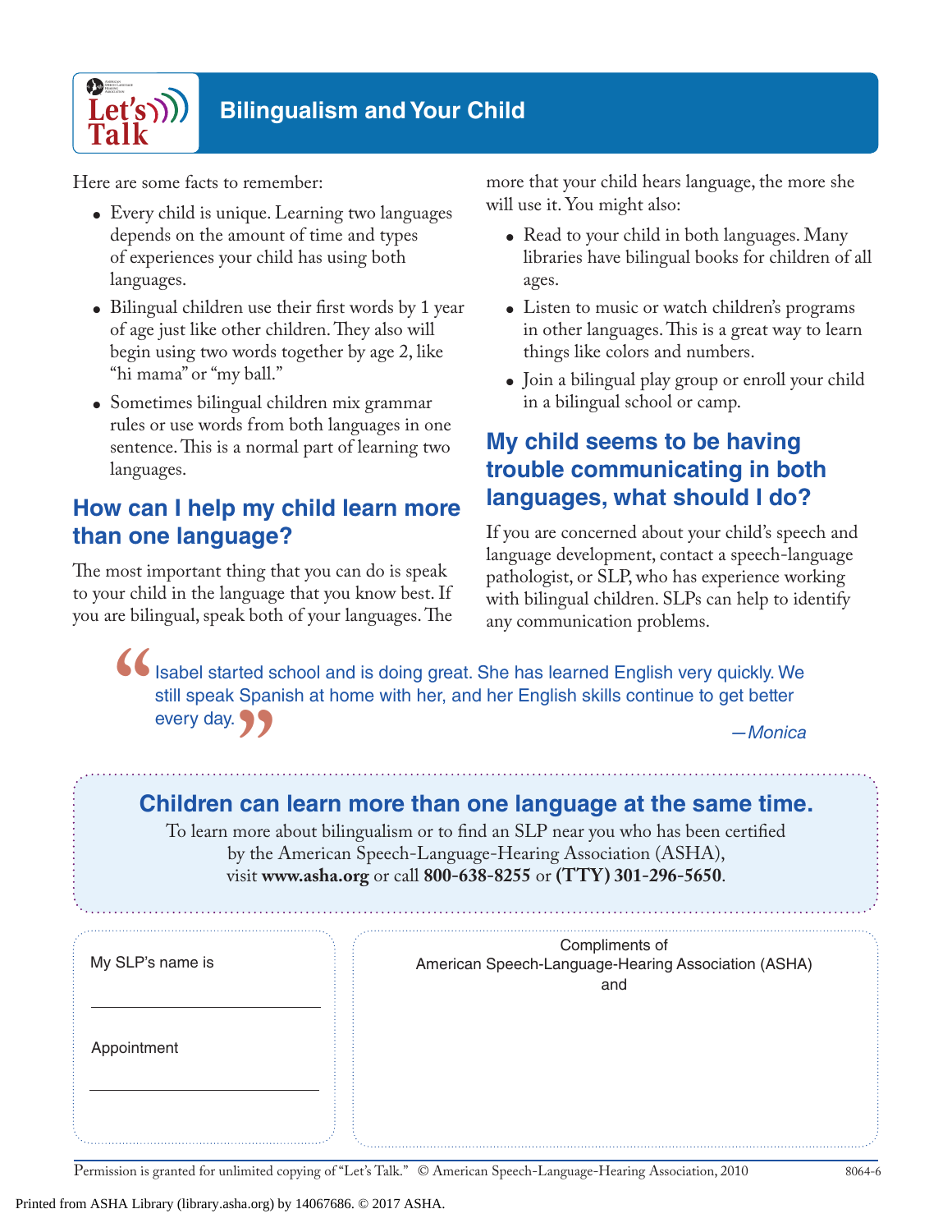# Bilingualism and Your Child

Here are some facts to remember:

- Every child is unique. Learning two languages depends on the amount of time and types of experiences your child has using both languages.
- Bilingual children use their first words by 1 year of age just like other children. They also will begin using two words together by age 2, like "hi mama" or "my ball."
- Sometimes bilingual children mix grammar rules or use words from both languages in one sentence. This is a normal part of learning two languages.

## How can I help my child learn more than one language?

The most important thing that you can do is speak to your child in the language that you know best. If you are bilingual, speak both of your languages. The more that your child hears language, the more she will use it. You might also:

- Read to your child in both languages. Many libraries have bilingual books for children of all ages.
- Listen to music or watch children's programs in other languages. This is a great way to learn things like colors and numbers.
- Join a bilingual play group or enroll your child in a bilingual school or camp.

## My child seems to be having trouble communicating in both languages, what should I do?

If you are concerned about your child's speech and language development, contact a speech-language pathologist, or SLP, who has experience working with bilingual children. SLPs can help to identify any communication problems.

> "Isabel started school and is doing great. She has learned English very quickly. We still speak Spanish at home with her, and her English skills continue to get better every day."
>
> *—Monica*

## Children can learn more than one language at the same time.

To learn more about bilingualism or to find an SLP near you who has been certified by the American Speech-Language-Hearing Association (ASHA), visit **www.asha.org** or call **800-638-8255** or **(TTY) 301-296-5650**.

My SLP's name is

______________________

Appointment

______________________

Compliments of
American Speech-Language-Hearing Association (ASHA)
and

Permission is granted for unlimited copying of "Let's Talk." © American Speech-Language-Hearing Association, 2010 8064-6

Printed from ASHA Library (library.asha.org) by 14067686. © 2017 ASHA.